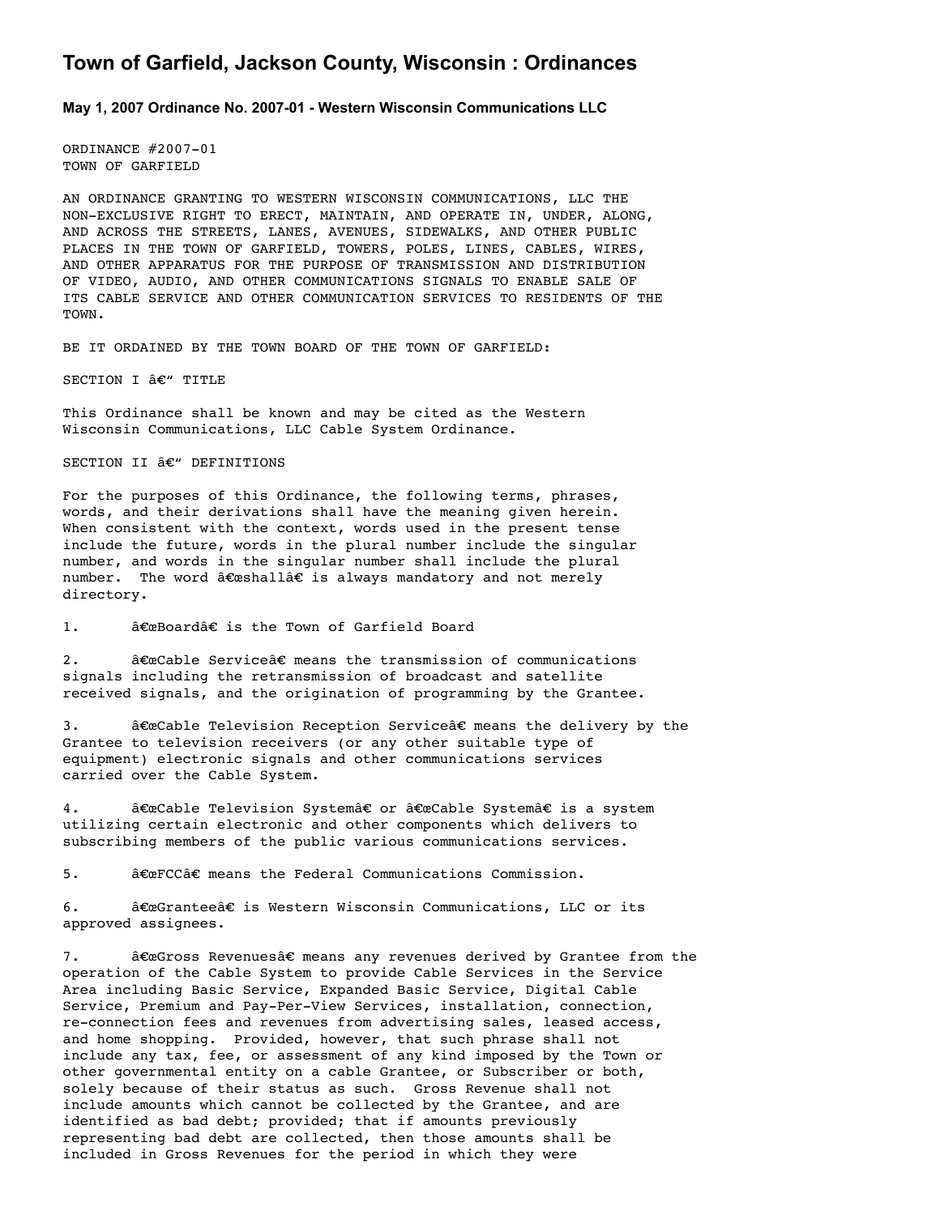# Town of Garfield, Jackson County, Wisconsin : Ordinances

### May 1, 2007 Ordinance No. 2007-01 - Western Wisconsin Communications LLC

ORDINANCE #2007-01
TOWN OF GARFIELD

AN ORDINANCE GRANTING TO WESTERN WISCONSIN COMMUNICATIONS, LLC THE NON-EXCLUSIVE RIGHT TO ERECT, MAINTAIN, AND OPERATE IN, UNDER, ALONG, AND ACROSS THE STREETS, LANES, AVENUES, SIDEWALKS, AND OTHER PUBLIC PLACES IN THE TOWN OF GARFIELD, TOWERS, POLES, LINES, CABLES, WIRES, AND OTHER APPARATUS FOR THE PURPOSE OF TRANSMISSION AND DISTRIBUTION OF VIDEO, AUDIO, AND OTHER COMMUNICATIONS SIGNALS TO ENABLE SALE OF ITS CABLE SERVICE AND OTHER COMMUNICATION SERVICES TO RESIDENTS OF THE TOWN.

BE IT ORDAINED BY THE TOWN BOARD OF THE TOWN OF GARFIELD:

SECTION I â€“ TITLE

This Ordinance shall be known and may be cited as the Western Wisconsin Communications, LLC Cable System Ordinance.

SECTION II â€“ DEFINITIONS

For the purposes of this Ordinance, the following terms, phrases, words, and their derivations shall have the meaning given herein. When consistent with the context, words used in the present tense include the future, words in the plural number include the singular number, and words in the singular number shall include the plural number. The word â€œshallâ€ is always mandatory and not merely directory.

1. â€œBoardâ€ is the Town of Garfield Board

2. â€œCable Serviceâ€ means the transmission of communications signals including the retransmission of broadcast and satellite received signals, and the origination of programming by the Grantee.

3. â€œCable Television Reception Serviceâ€ means the delivery by the Grantee to television receivers (or any other suitable type of equipment) electronic signals and other communications services carried over the Cable System.

4. â€œCable Television Systemâ€ or â€œCable Systemâ€ is a system utilizing certain electronic and other components which delivers to subscribing members of the public various communications services.

5. â€œFCCâ€ means the Federal Communications Commission.

6. â€œGranteeâ€ is Western Wisconsin Communications, LLC or its approved assignees.

7. â€œGross Revenuesâ€ means any revenues derived by Grantee from the operation of the Cable System to provide Cable Services in the Service Area including Basic Service, Expanded Basic Service, Digital Cable Service, Premium and Pay-Per-View Services, installation, connection, re-connection fees and revenues from advertising sales, leased access, and home shopping. Provided, however, that such phrase shall not include any tax, fee, or assessment of any kind imposed by the Town or other governmental entity on a cable Grantee, or Subscriber or both, solely because of their status as such. Gross Revenue shall not include amounts which cannot be collected by the Grantee, and are identified as bad debt; provided; that if amounts previously representing bad debt are collected, then those amounts shall be included in Gross Revenues for the period in which they were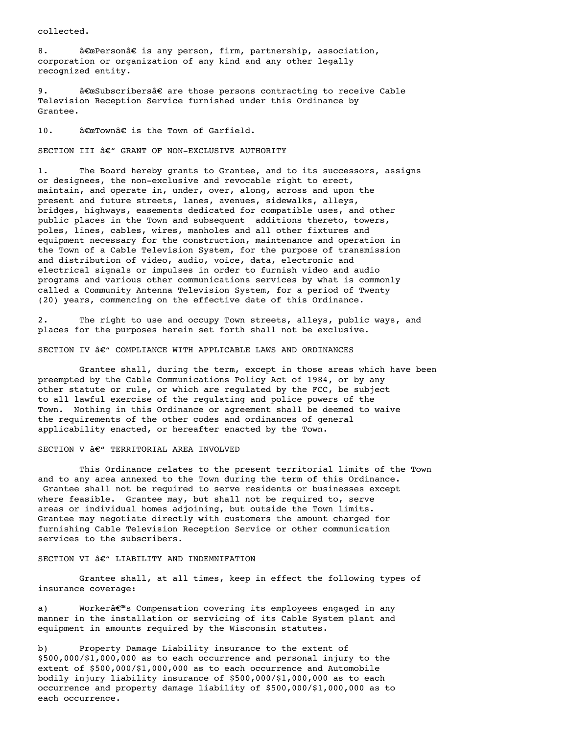collected.

8. â€œPersonâ€ is any person, firm, partnership, association, corporation or organization of any kind and any other legally recognized entity.

9. â€œSubscribersâ€ are those persons contracting to receive Cable Television Reception Service furnished under this Ordinance by Grantee.

10. â€œTownâ€ is the Town of Garfield.

## SECTION III â€“ GRANT OF NON-EXCLUSIVE AUTHORITY

1. The Board hereby grants to Grantee, and to its successors, assigns or designees, the non-exclusive and revocable right to erect, maintain, and operate in, under, over, along, across and upon the present and future streets, lanes, avenues, sidewalks, alleys, bridges, highways, easements dedicated for compatible uses, and other public places in the Town and subsequent additions thereto, towers, poles, lines, cables, wires, manholes and all other fixtures and equipment necessary for the construction, maintenance and operation in the Town of a Cable Television System, for the purpose of transmission and distribution of video, audio, voice, data, electronic and electrical signals or impulses in order to furnish video and audio programs and various other communications services by what is commonly called a Community Antenna Television System, for a period of Twenty (20) years, commencing on the effective date of this Ordinance.

2. The right to use and occupy Town streets, alleys, public ways, and places for the purposes herein set forth shall not be exclusive.

## SECTION IV â€“ COMPLIANCE WITH APPLICABLE LAWS AND ORDINANCES

Grantee shall, during the term, except in those areas which have been preempted by the Cable Communications Policy Act of 1984, or by any other statute or rule, or which are regulated by the FCC, be subject to all lawful exercise of the regulating and police powers of the Town. Nothing in this Ordinance or agreement shall be deemed to waive the requirements of the other codes and ordinances of general applicability enacted, or hereafter enacted by the Town.

## SECTION V â€“ TERRITORIAL AREA INVOLVED

This Ordinance relates to the present territorial limits of the Town and to any area annexed to the Town during the term of this Ordinance. Grantee shall not be required to serve residents or businesses except where feasible. Grantee may, but shall not be required to, serve areas or individual homes adjoining, but outside the Town limits. Grantee may negotiate directly with customers the amount charged for furnishing Cable Television Reception Service or other communication services to the subscribers.

## SECTION VI â€“ LIABILITY AND INDEMNIFATION

Grantee shall, at all times, keep in effect the following types of insurance coverage:

a) Workerâ€™s Compensation covering its employees engaged in any manner in the installation or servicing of its Cable System plant and equipment in amounts required by the Wisconsin statutes.

b) Property Damage Liability insurance to the extent of $500,000/$1,000,000 as to each occurrence and personal injury to the extent of $500,000/$1,000,000 as to each occurrence and Automobile bodily injury liability insurance of $500,000/$1,000,000 as to each occurrence and property damage liability of $500,000/$1,000,000 as to each occurrence.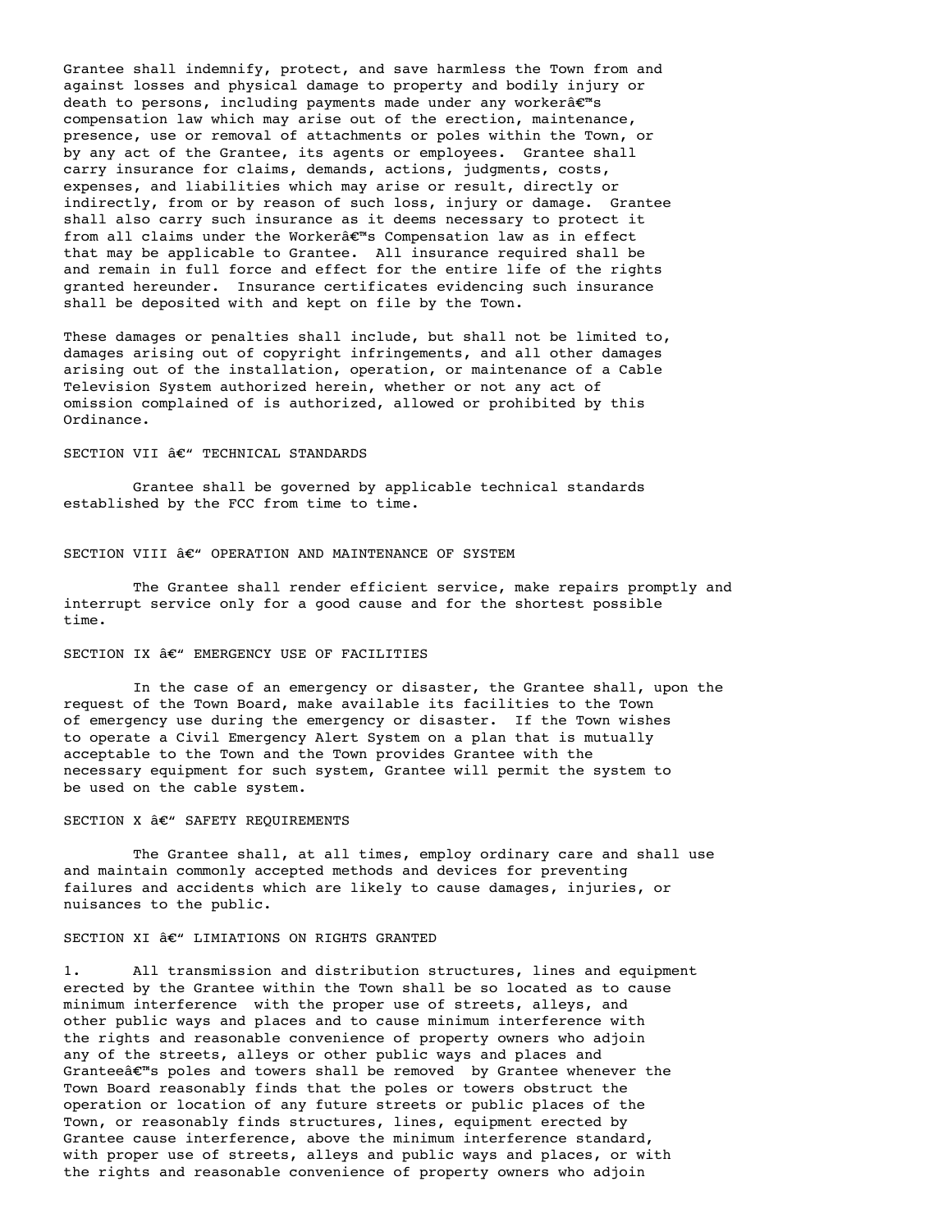Grantee shall indemnify, protect, and save harmless the Town from and against losses and physical damage to property and bodily injury or death to persons, including payments made under any workerâ€™s compensation law which may arise out of the erection, maintenance, presence, use or removal of attachments or poles within the Town, or by any act of the Grantee, its agents or employees. Grantee shall carry insurance for claims, demands, actions, judgments, costs, expenses, and liabilities which may arise or result, directly or indirectly, from or by reason of such loss, injury or damage. Grantee shall also carry such insurance as it deems necessary to protect it from all claims under the Workerâ€™s Compensation law as in effect that may be applicable to Grantee. All insurance required shall be and remain in full force and effect for the entire life of the rights granted hereunder. Insurance certificates evidencing such insurance shall be deposited with and kept on file by the Town.

These damages or penalties shall include, but shall not be limited to, damages arising out of copyright infringements, and all other damages arising out of the installation, operation, or maintenance of a Cable Television System authorized herein, whether or not any act of omission complained of is authorized, allowed or prohibited by this Ordinance.

## SECTION VII â€“ TECHNICAL STANDARDS

Grantee shall be governed by applicable technical standards established by the FCC from time to time.

## SECTION VIII â€“ OPERATION AND MAINTENANCE OF SYSTEM

The Grantee shall render efficient service, make repairs promptly and interrupt service only for a good cause and for the shortest possible time.

## SECTION IX â€“ EMERGENCY USE OF FACILITIES

In the case of an emergency or disaster, the Grantee shall, upon the request of the Town Board, make available its facilities to the Town of emergency use during the emergency or disaster. If the Town wishes to operate a Civil Emergency Alert System on a plan that is mutually acceptable to the Town and the Town provides Grantee with the necessary equipment for such system, Grantee will permit the system to be used on the cable system.

## SECTION X â€“ SAFETY REQUIREMENTS

The Grantee shall, at all times, employ ordinary care and shall use and maintain commonly accepted methods and devices for preventing failures and accidents which are likely to cause damages, injuries, or nuisances to the public.

## SECTION XI â€“ LIMIATIONS ON RIGHTS GRANTED

1. All transmission and distribution structures, lines and equipment erected by the Grantee within the Town shall be so located as to cause minimum interference with the proper use of streets, alleys, and other public ways and places and to cause minimum interference with the rights and reasonable convenience of property owners who adjoin any of the streets, alleys or other public ways and places and Granteeâ€™s poles and towers shall be removed by Grantee whenever the Town Board reasonably finds that the poles or towers obstruct the operation or location of any future streets or public places of the Town, or reasonably finds structures, lines, equipment erected by Grantee cause interference, above the minimum interference standard, with proper use of streets, alleys and public ways and places, or with the rights and reasonable convenience of property owners who adjoin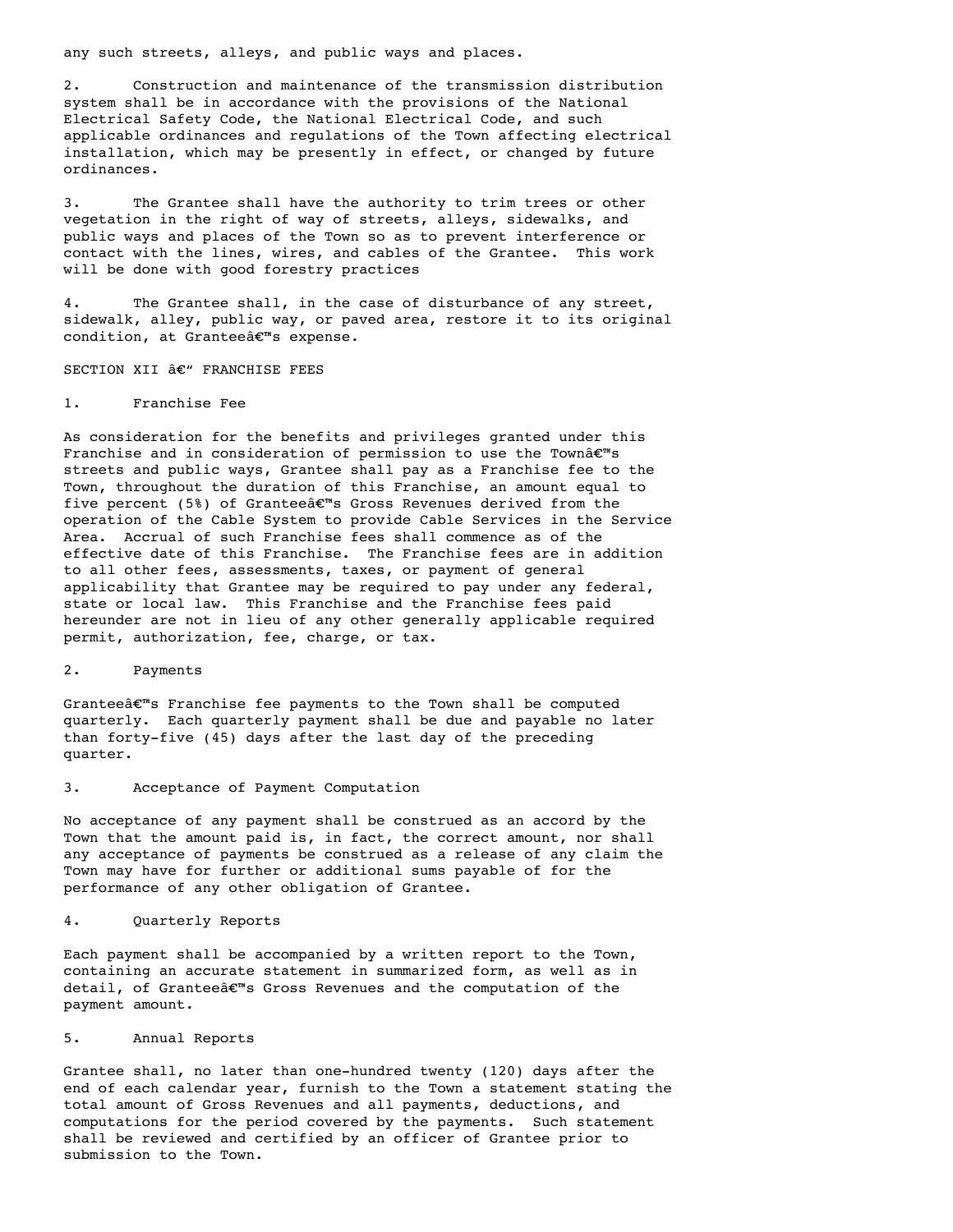any such streets, alleys, and public ways and places.

2. Construction and maintenance of the transmission distribution system shall be in accordance with the provisions of the National Electrical Safety Code, the National Electrical Code, and such applicable ordinances and regulations of the Town affecting electrical installation, which may be presently in effect, or changed by future ordinances.

3. The Grantee shall have the authority to trim trees or other vegetation in the right of way of streets, alleys, sidewalks, and public ways and places of the Town so as to prevent interference or contact with the lines, wires, and cables of the Grantee. This work will be done with good forestry practices

4. The Grantee shall, in the case of disturbance of any street, sidewalk, alley, public way, or paved area, restore it to its original condition, at Granteeâ€™s expense.

SECTION XII â€“ FRANCHISE FEES

1. Franchise Fee

As consideration for the benefits and privileges granted under this Franchise and in consideration of permission to use the Townâ€™s streets and public ways, Grantee shall pay as a Franchise fee to the Town, throughout the duration of this Franchise, an amount equal to five percent (5%) of Granteeâ€™s Gross Revenues derived from the operation of the Cable System to provide Cable Services in the Service Area. Accrual of such Franchise fees shall commence as of the effective date of this Franchise. The Franchise fees are in addition to all other fees, assessments, taxes, or payment of general applicability that Grantee may be required to pay under any federal, state or local law. This Franchise and the Franchise fees paid hereunder are not in lieu of any other generally applicable required permit, authorization, fee, charge, or tax.

2. Payments

Granteeâ€™s Franchise fee payments to the Town shall be computed quarterly. Each quarterly payment shall be due and payable no later than forty-five (45) days after the last day of the preceding quarter.

3. Acceptance of Payment Computation

No acceptance of any payment shall be construed as an accord by the Town that the amount paid is, in fact, the correct amount, nor shall any acceptance of payments be construed as a release of any claim the Town may have for further or additional sums payable of for the performance of any other obligation of Grantee.

4. Quarterly Reports

Each payment shall be accompanied by a written report to the Town, containing an accurate statement in summarized form, as well as in detail, of Granteeâ€™s Gross Revenues and the computation of the payment amount.

5. Annual Reports

Grantee shall, no later than one-hundred twenty (120) days after the end of each calendar year, furnish to the Town a statement stating the total amount of Gross Revenues and all payments, deductions, and computations for the period covered by the payments. Such statement shall be reviewed and certified by an officer of Grantee prior to submission to the Town.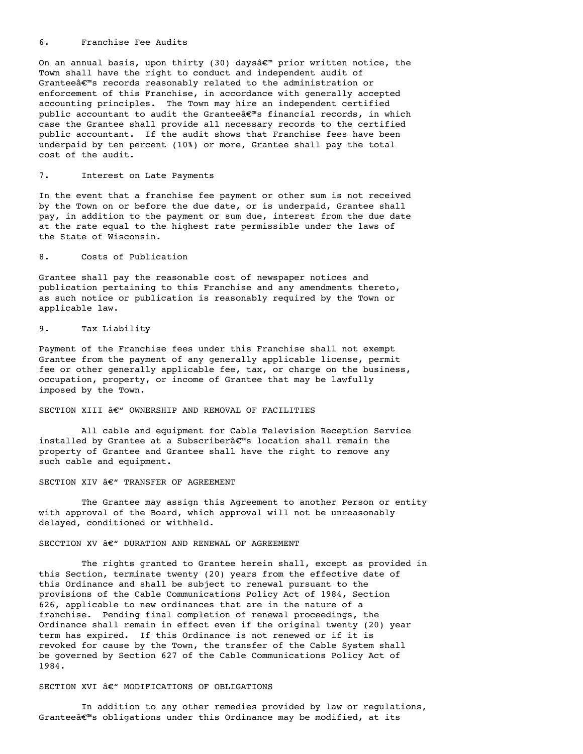6. Franchise Fee Audits

On an annual basis, upon thirty (30) daysâ€™ prior written notice, the Town shall have the right to conduct and independent audit of Granteeâ€™s records reasonably related to the administration or enforcement of this Franchise, in accordance with generally accepted accounting principles. The Town may hire an independent certified public accountant to audit the Granteeâ€™s financial records, in which case the Grantee shall provide all necessary records to the certified public accountant. If the audit shows that Franchise fees have been underpaid by ten percent (10%) or more, Grantee shall pay the total cost of the audit.

7. Interest on Late Payments

In the event that a franchise fee payment or other sum is not received by the Town on or before the due date, or is underpaid, Grantee shall pay, in addition to the payment or sum due, interest from the due date at the rate equal to the highest rate permissible under the laws of the State of Wisconsin.

8. Costs of Publication

Grantee shall pay the reasonable cost of newspaper notices and publication pertaining to this Franchise and any amendments thereto, as such notice or publication is reasonably required by the Town or applicable law.

9. Tax Liability

Payment of the Franchise fees under this Franchise shall not exempt Grantee from the payment of any generally applicable license, permit fee or other generally applicable fee, tax, or charge on the business, occupation, property, or income of Grantee that may be lawfully imposed by the Town.

SECTION XIII â€“ OWNERSHIP AND REMOVAL OF FACILITIES

All cable and equipment for Cable Television Reception Service installed by Grantee at a Subscriberâ€™s location shall remain the property of Grantee and Grantee shall have the right to remove any such cable and equipment.

SECTION XIV â€“ TRANSFER OF AGREEMENT

The Grantee may assign this Agreement to another Person or entity with approval of the Board, which approval will not be unreasonably delayed, conditioned or withheld.

SECCTION XV â€“ DURATION AND RENEWAL OF AGREEMENT

The rights granted to Grantee herein shall, except as provided in this Section, terminate twenty (20) years from the effective date of this Ordinance and shall be subject to renewal pursuant to the provisions of the Cable Communications Policy Act of 1984, Section 626, applicable to new ordinances that are in the nature of a franchise. Pending final completion of renewal proceedings, the Ordinance shall remain in effect even if the original twenty (20) year term has expired. If this Ordinance is not renewed or if it is revoked for cause by the Town, the transfer of the Cable System shall be governed by Section 627 of the Cable Communications Policy Act of 1984.

SECTION XVI â€“ MODIFICATIONS OF OBLIGATIONS

In addition to any other remedies provided by law or regulations, Granteeâ€™s obligations under this Ordinance may be modified, at its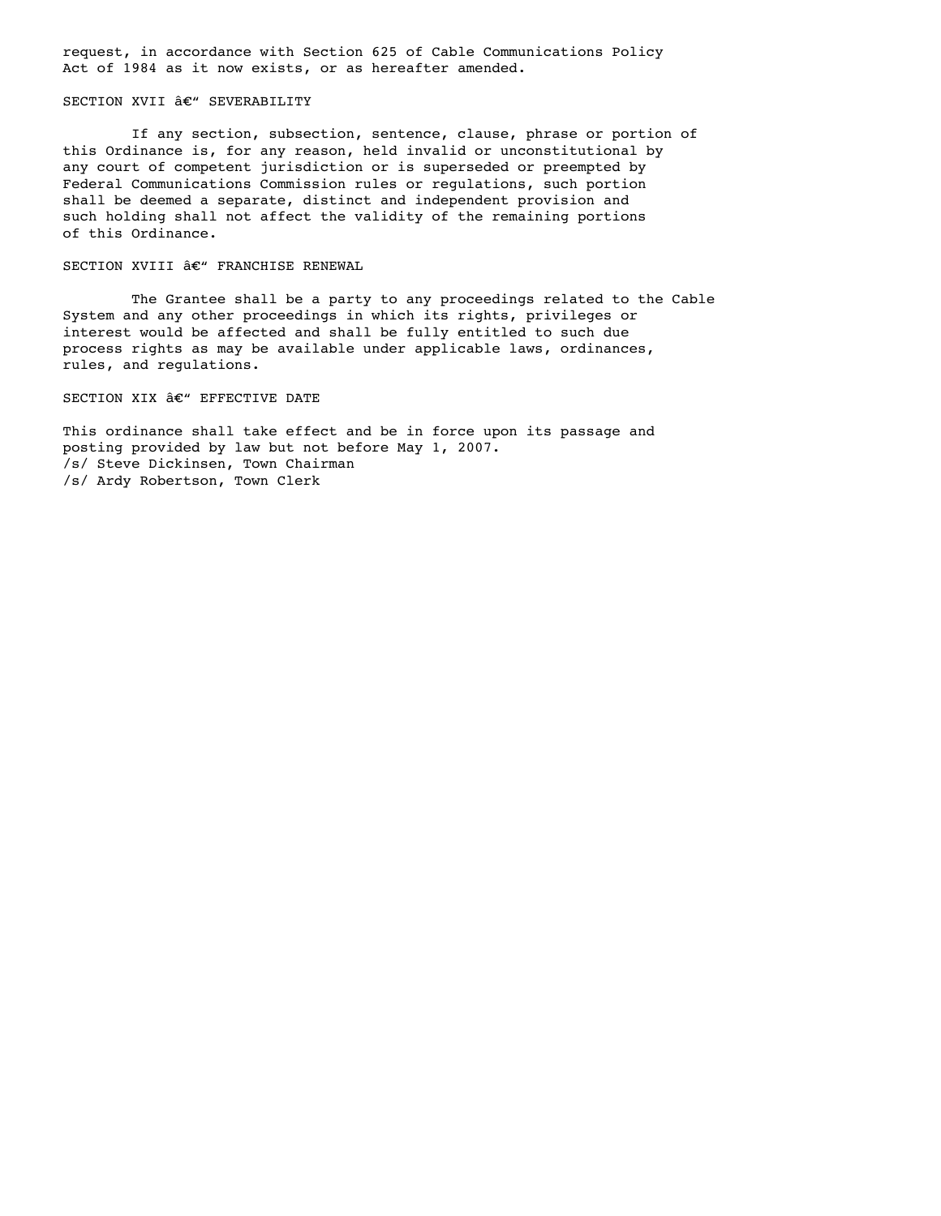request, in accordance with Section 625 of Cable Communications Policy Act of 1984 as it now exists, or as hereafter amended.

SECTION XVII â€“ SEVERABILITY

If any section, subsection, sentence, clause, phrase or portion of this Ordinance is, for any reason, held invalid or unconstitutional by any court of competent jurisdiction or is superseded or preempted by Federal Communications Commission rules or regulations, such portion shall be deemed a separate, distinct and independent provision and such holding shall not affect the validity of the remaining portions of this Ordinance.

SECTION XVIII â€“ FRANCHISE RENEWAL

The Grantee shall be a party to any proceedings related to the Cable System and any other proceedings in which its rights, privileges or interest would be affected and shall be fully entitled to such due process rights as may be available under applicable laws, ordinances, rules, and regulations.

SECTION XIX â€“ EFFECTIVE DATE

This ordinance shall take effect and be in force upon its passage and posting provided by law but not before May 1, 2007.
/s/ Steve Dickinsen, Town Chairman
/s/ Ardy Robertson, Town Clerk